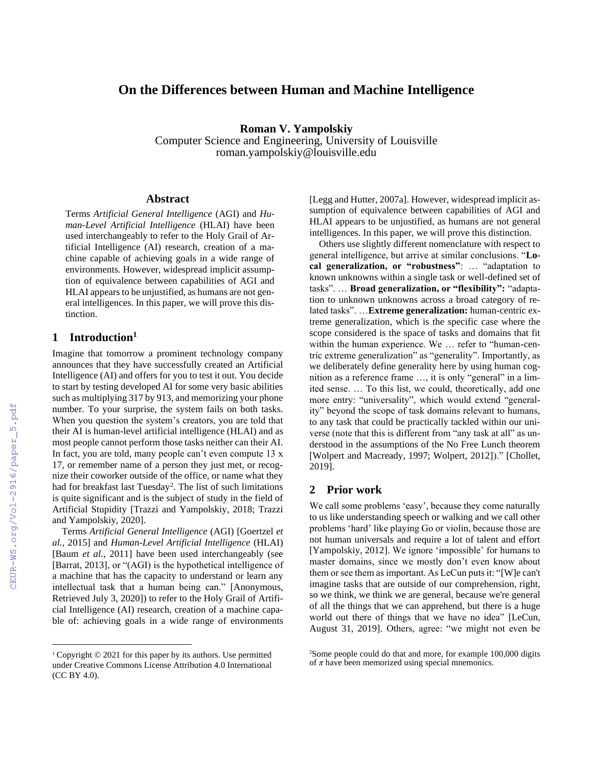# On the Differences between Human and Machine Intelligence

**Roman V. Yampolskiy**
Computer Science and Engineering, University of Louisville
roman.yampolskiy@louisville.edu

## Abstract

Terms *Artificial General Intelligence* (AGI) and *Human-Level Artificial Intelligence* (HLAI) have been used interchangeably to refer to the Holy Grail of Artificial Intelligence (AI) research, creation of a machine capable of achieving goals in a wide range of environments. However, widespread implicit assumption of equivalence between capabilities of AGI and HLAI appears to be unjustified, as humans are not general intelligences. In this paper, we will prove this distinction.

## 1 Introduction[1]

Imagine that tomorrow a prominent technology company announces that they have successfully created an Artificial Intelligence (AI) and offers for you to test it out. You decide to start by testing developed AI for some very basic abilities such as multiplying 317 by 913, and memorizing your phone number. To your surprise, the system fails on both tasks. When you question the system's creators, you are told that their AI is human-level artificial intelligence (HLAI) and as most people cannot perform those tasks neither can their AI. In fact, you are told, many people can't even compute 13 x 17, or remember name of a person they just met, or recognize their coworker outside of the office, or name what they had for breakfast last Tuesday[2]. The list of such limitations is quite significant and is the subject of study in the field of Artificial Stupidity [Trazzi and Yampolskiy, 2018; Trazzi and Yampolskiy, 2020].

Terms *Artificial General Intelligence* (AGI) [Goertzel *et al.*, 2015] and *Human-Level Artificial Intelligence* (HLAI) [Baum *et al.*, 2011] have been used interchangeably (see [Barrat, 2013], or "(AGI) is the hypothetical intelligence of a machine that has the capacity to understand or learn any intellectual task that a human being can." [Anonymous, Retrieved July 3, 2020]) to refer to the Holy Grail of Artificial Intelligence (AI) research, creation of a machine capable of: achieving goals in a wide range of environments [Legg and Hutter, 2007a]. However, widespread implicit assumption of equivalence between capabilities of AGI and HLAI appears to be unjustified, as humans are not general intelligences. In this paper, we will prove this distinction.

Others use slightly different nomenclature with respect to general intelligence, but arrive at similar conclusions. "**Local generalization, or "robustness"**: … "adaptation to known unknowns within a single task or well-defined set of tasks". … **Broad generalization, or "flexibility":** "adaptation to unknown unknowns across a broad category of related tasks". …**Extreme generalization:** human-centric extreme generalization, which is the specific case where the scope considered is the space of tasks and domains that fit within the human experience. We … refer to "human-centric extreme generalization" as "generality". Importantly, as we deliberately define generality here by using human cognition as a reference frame …, it is only "general" in a limited sense. … To this list, we could, theoretically, add one more entry: "universality", which would extend "generality" beyond the scope of task domains relevant to humans, to any task that could be practically tackled within our universe (note that this is different from "any task at all" as understood in the assumptions of the No Free Lunch theorem [Wolpert and Macready, 1997; Wolpert, 2012])." [Chollet, 2019].

## 2 Prior work

We call some problems 'easy', because they come naturally to us like understanding speech or walking and we call other problems 'hard' like playing Go or violin, because those are not human universals and require a lot of talent and effort [Yampolskiy, 2012]. We ignore 'impossible' for humans to master domains, since we mostly don't even know about them or see them as important. As LeCun puts it: "[W]e can't imagine tasks that are outside of our comprehension, right, so we think, we think we are general, because we're general of all the things that we can apprehend, but there is a huge world out there of things that we have no idea" [LeCun, August 31, 2019]. Others, agree: "we might not even be

[1] Copyright © 2021 for this paper by its authors. Use permitted under Creative Commons License Attribution 4.0 International (CC BY 4.0).

[2] Some people could do that and more, for example 100,000 digits of $\pi$ have been memorized using special mnemonics.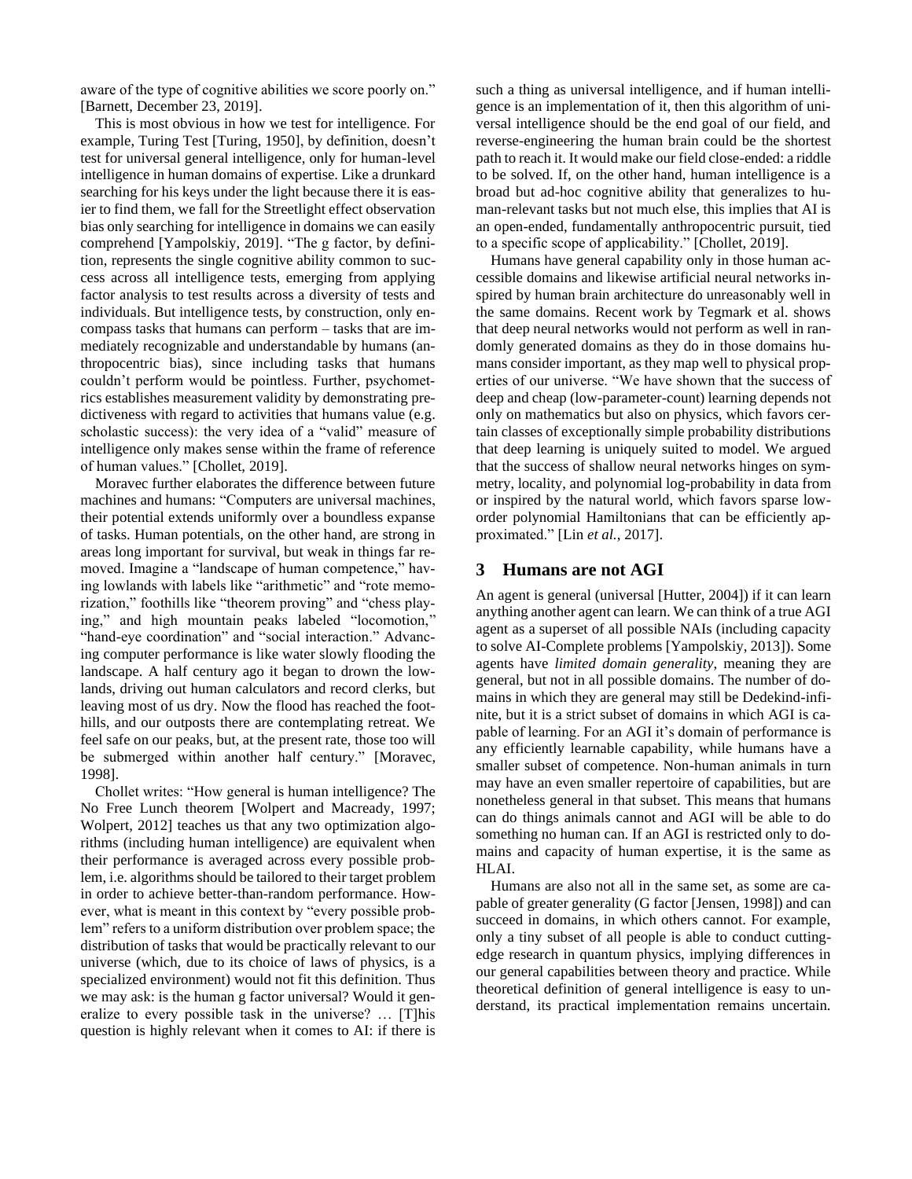aware of the type of cognitive abilities we score poorly on." [Barnett, December 23, 2019].

This is most obvious in how we test for intelligence. For example, Turing Test [Turing, 1950], by definition, doesn't test for universal general intelligence, only for human-level intelligence in human domains of expertise. Like a drunkard searching for his keys under the light because there it is easier to find them, we fall for the Streetlight effect observation bias only searching for intelligence in domains we can easily comprehend [Yampolskiy, 2019]. "The g factor, by definition, represents the single cognitive ability common to success across all intelligence tests, emerging from applying factor analysis to test results across a diversity of tests and individuals. But intelligence tests, by construction, only encompass tasks that humans can perform – tasks that are immediately recognizable and understandable by humans (anthropocentric bias), since including tasks that humans couldn't perform would be pointless. Further, psychometrics establishes measurement validity by demonstrating predictiveness with regard to activities that humans value (e.g. scholastic success): the very idea of a "valid" measure of intelligence only makes sense within the frame of reference of human values." [Chollet, 2019].

Moravec further elaborates the difference between future machines and humans: "Computers are universal machines, their potential extends uniformly over a boundless expanse of tasks. Human potentials, on the other hand, are strong in areas long important for survival, but weak in things far removed. Imagine a "landscape of human competence," having lowlands with labels like "arithmetic" and "rote memorization," foothills like "theorem proving" and "chess playing," and high mountain peaks labeled "locomotion," "hand-eye coordination" and "social interaction." Advancing computer performance is like water slowly flooding the landscape. A half century ago it began to drown the lowlands, driving out human calculators and record clerks, but leaving most of us dry. Now the flood has reached the foothills, and our outposts there are contemplating retreat. We feel safe on our peaks, but, at the present rate, those too will be submerged within another half century." [Moravec, 1998].

Chollet writes: "How general is human intelligence? The No Free Lunch theorem [Wolpert and Macready, 1997; Wolpert, 2012] teaches us that any two optimization algorithms (including human intelligence) are equivalent when their performance is averaged across every possible problem, i.e. algorithms should be tailored to their target problem in order to achieve better-than-random performance. However, what is meant in this context by "every possible problem" refers to a uniform distribution over problem space; the distribution of tasks that would be practically relevant to our universe (which, due to its choice of laws of physics, is a specialized environment) would not fit this definition. Thus we may ask: is the human g factor universal? Would it generalize to every possible task in the universe? … [T]his question is highly relevant when it comes to AI: if there is such a thing as universal intelligence, and if human intelligence is an implementation of it, then this algorithm of universal intelligence should be the end goal of our field, and reverse-engineering the human brain could be the shortest path to reach it. It would make our field close-ended: a riddle to be solved. If, on the other hand, human intelligence is a broad but ad-hoc cognitive ability that generalizes to human-relevant tasks but not much else, this implies that AI is an open-ended, fundamentally anthropocentric pursuit, tied to a specific scope of applicability." [Chollet, 2019].

Humans have general capability only in those human accessible domains and likewise artificial neural networks inspired by human brain architecture do unreasonably well in the same domains. Recent work by Tegmark et al. shows that deep neural networks would not perform as well in randomly generated domains as they do in those domains humans consider important, as they map well to physical properties of our universe. "We have shown that the success of deep and cheap (low-parameter-count) learning depends not only on mathematics but also on physics, which favors certain classes of exceptionally simple probability distributions that deep learning is uniquely suited to model. We argued that the success of shallow neural networks hinges on symmetry, locality, and polynomial log-probability in data from or inspired by the natural world, which favors sparse low-order polynomial Hamiltonians that can be efficiently approximated." [Lin *et al.*, 2017].

## 3 Humans are not AGI

An agent is general (universal [Hutter, 2004]) if it can learn anything another agent can learn. We can think of a true AGI agent as a superset of all possible NAIs (including capacity to solve AI-Complete problems [Yampolskiy, 2013]). Some agents have *limited domain generality*, meaning they are general, but not in all possible domains. The number of domains in which they are general may still be Dedekind-infinite, but it is a strict subset of domains in which AGI is capable of learning. For an AGI it's domain of performance is any efficiently learnable capability, while humans have a smaller subset of competence. Non-human animals in turn may have an even smaller repertoire of capabilities, but are nonetheless general in that subset. This means that humans can do things animals cannot and AGI will be able to do something no human can. If an AGI is restricted only to domains and capacity of human expertise, it is the same as HLAI.

Humans are also not all in the same set, as some are capable of greater generality (G factor [Jensen, 1998]) and can succeed in domains, in which others cannot. For example, only a tiny subset of all people is able to conduct cutting-edge research in quantum physics, implying differences in our general capabilities between theory and practice. While theoretical definition of general intelligence is easy to understand, its practical implementation remains uncertain.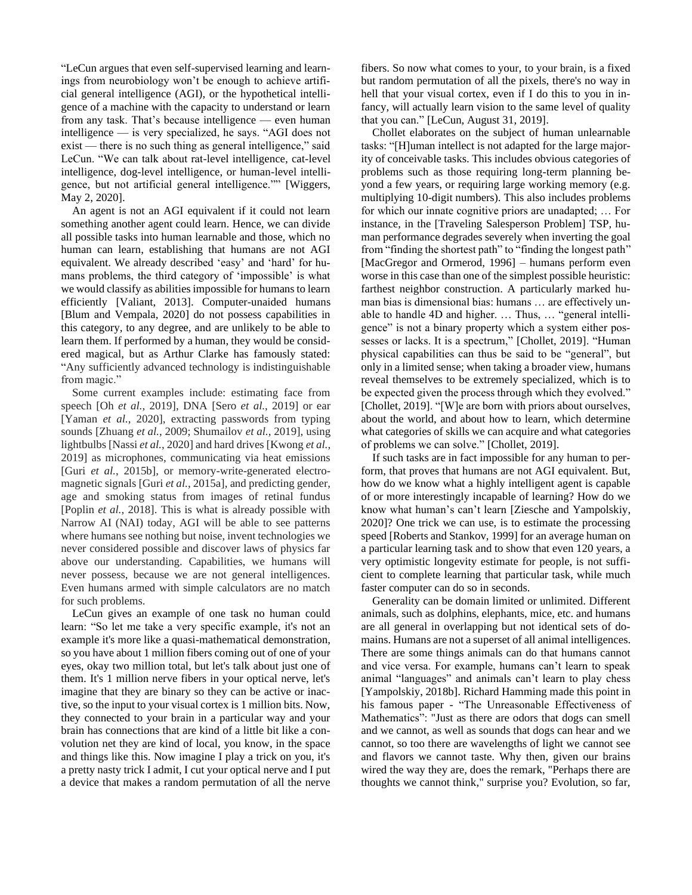"LeCun argues that even self-supervised learning and learnings from neurobiology won't be enough to achieve artificial general intelligence (AGI), or the hypothetical intelligence of a machine with the capacity to understand or learn from any task. That's because intelligence — even human intelligence — is very specialized, he says. "AGI does not exist — there is no such thing as general intelligence," said LeCun. "We can talk about rat-level intelligence, cat-level intelligence, dog-level intelligence, or human-level intelligence, but not artificial general intelligence."" [Wiggers, May 2, 2020].

An agent is not an AGI equivalent if it could not learn something another agent could learn. Hence, we can divide all possible tasks into human learnable and those, which no human can learn, establishing that humans are not AGI equivalent. We already described 'easy' and 'hard' for humans problems, the third category of 'impossible' is what we would classify as abilities impossible for humans to learn efficiently [Valiant, 2013]. Computer-unaided humans [Blum and Vempala, 2020] do not possess capabilities in this category, to any degree, and are unlikely to be able to learn them. If performed by a human, they would be considered magical, but as Arthur Clarke has famously stated: "Any sufficiently advanced technology is indistinguishable from magic."

Some current examples include: estimating face from speech [Oh *et al.*, 2019], DNA [Sero *et al.*, 2019] or ear [Yaman *et al.*, 2020], extracting passwords from typing sounds [Zhuang *et al.*, 2009; Shumailov *et al.*, 2019], using lightbulbs [Nassi *et al.*, 2020] and hard drives [Kwong *et al.*, 2019] as microphones, communicating via heat emissions [Guri *et al.*, 2015b], or memory-write-generated electromagnetic signals [Guri *et al.*, 2015a], and predicting gender, age and smoking status from images of retinal fundus [Poplin *et al.*, 2018]. This is what is already possible with Narrow AI (NAI) today, AGI will be able to see patterns where humans see nothing but noise, invent technologies we never considered possible and discover laws of physics far above our understanding. Capabilities, we humans will never possess, because we are not general intelligences. Even humans armed with simple calculators are no match for such problems.

LeCun gives an example of one task no human could learn: "So let me take a very specific example, it's not an example it's more like a quasi-mathematical demonstration, so you have about 1 million fibers coming out of one of your eyes, okay two million total, but let's talk about just one of them. It's 1 million nerve fibers in your optical nerve, let's imagine that they are binary so they can be active or inactive, so the input to your visual cortex is 1 million bits. Now, they connected to your brain in a particular way and your brain has connections that are kind of a little bit like a convolution net they are kind of local, you know, in the space and things like this. Now imagine I play a trick on you, it's a pretty nasty trick I admit, I cut your optical nerve and I put a device that makes a random permutation of all the nerve fibers. So now what comes to your, to your brain, is a fixed but random permutation of all the pixels, there's no way in hell that your visual cortex, even if I do this to you in infancy, will actually learn vision to the same level of quality that you can." [LeCun, August 31, 2019].

Chollet elaborates on the subject of human unlearnable tasks: "[H]uman intellect is not adapted for the large majority of conceivable tasks. This includes obvious categories of problems such as those requiring long-term planning beyond a few years, or requiring large working memory (e.g. multiplying 10-digit numbers). This also includes problems for which our innate cognitive priors are unadapted; … For instance, in the [Traveling Salesperson Problem] TSP, human performance degrades severely when inverting the goal from "finding the shortest path" to "finding the longest path" [MacGregor and Ormerod, 1996] – humans perform even worse in this case than one of the simplest possible heuristic: farthest neighbor construction. A particularly marked human bias is dimensional bias: humans … are effectively unable to handle 4D and higher. … Thus, … "general intelligence" is not a binary property which a system either possesses or lacks. It is a spectrum," [Chollet, 2019]. "Human physical capabilities can thus be said to be "general", but only in a limited sense; when taking a broader view, humans reveal themselves to be extremely specialized, which is to be expected given the process through which they evolved." [Chollet, 2019]. "[W]e are born with priors about ourselves, about the world, and about how to learn, which determine what categories of skills we can acquire and what categories of problems we can solve." [Chollet, 2019].

If such tasks are in fact impossible for any human to perform, that proves that humans are not AGI equivalent. But, how do we know what a highly intelligent agent is capable of or more interestingly incapable of learning? How do we know what human's can't learn [Ziesche and Yampolskiy, 2020]? One trick we can use, is to estimate the processing speed [Roberts and Stankov, 1999] for an average human on a particular learning task and to show that even 120 years, a very optimistic longevity estimate for people, is not sufficient to complete learning that particular task, while much faster computer can do so in seconds.

Generality can be domain limited or unlimited. Different animals, such as dolphins, elephants, mice, etc. and humans are all general in overlapping but not identical sets of domains. Humans are not a superset of all animal intelligences. There are some things animals can do that humans cannot and vice versa. For example, humans can't learn to speak animal "languages" and animals can't learn to play chess [Yampolskiy, 2018b]. Richard Hamming made this point in his famous paper - "The Unreasonable Effectiveness of Mathematics": "Just as there are odors that dogs can smell and we cannot, as well as sounds that dogs can hear and we cannot, so too there are wavelengths of light we cannot see and flavors we cannot taste. Why then, given our brains wired the way they are, does the remark, "Perhaps there are thoughts we cannot think," surprise you? Evolution, so far,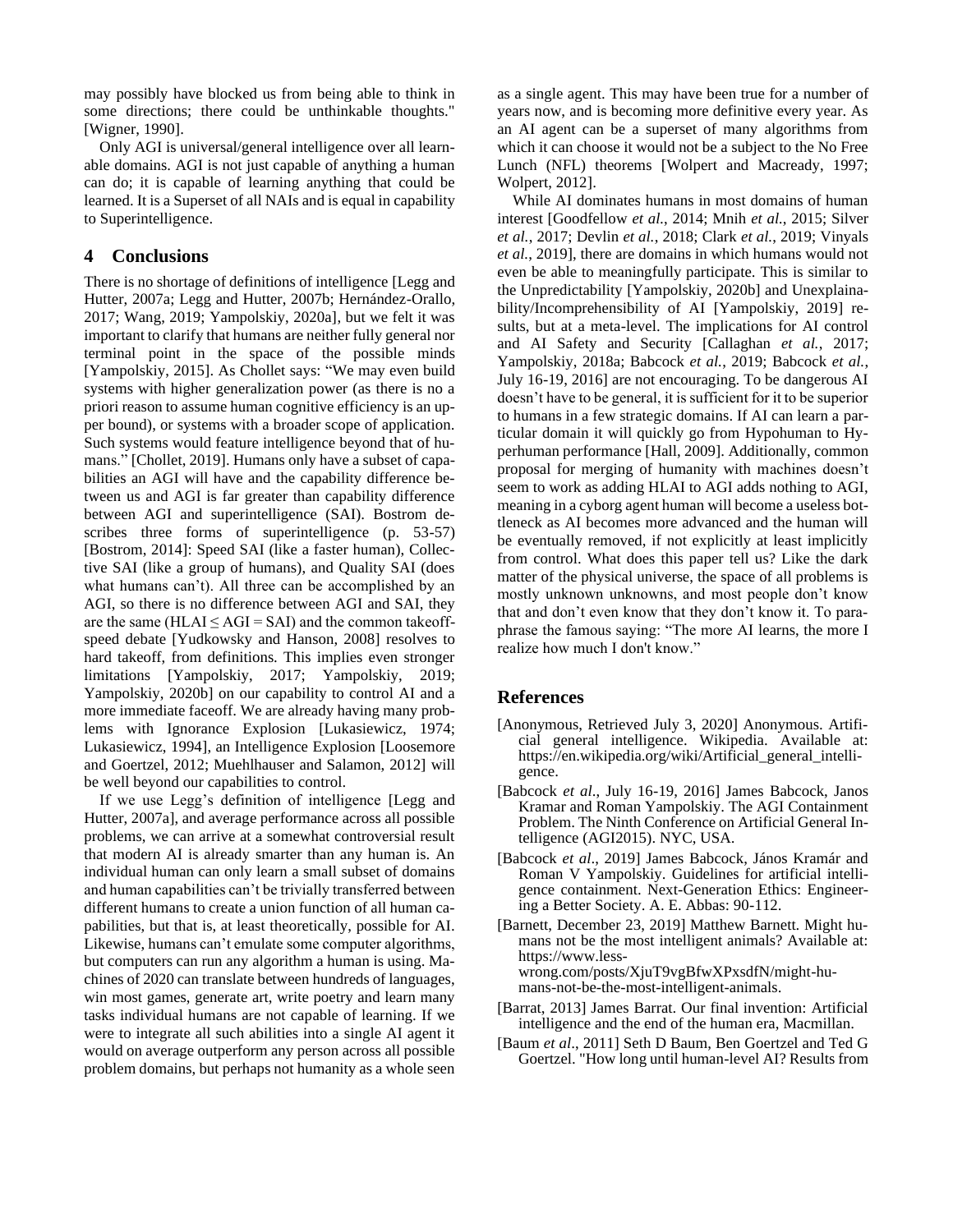may possibly have blocked us from being able to think in some directions; there could be unthinkable thoughts." [Wigner, 1990].

Only AGI is universal/general intelligence over all learnable domains. AGI is not just capable of anything a human can do; it is capable of learning anything that could be learned. It is a Superset of all NAIs and is equal in capability to Superintelligence.

## 4 Conclusions

There is no shortage of definitions of intelligence [Legg and Hutter, 2007a; Legg and Hutter, 2007b; Hernández-Orallo, 2017; Wang, 2019; Yampolskiy, 2020a], but we felt it was important to clarify that humans are neither fully general nor terminal point in the space of the possible minds [Yampolskiy, 2015]. As Chollet says: "We may even build systems with higher generalization power (as there is no a priori reason to assume human cognitive efficiency is an upper bound), or systems with a broader scope of application. Such systems would feature intelligence beyond that of humans." [Chollet, 2019]. Humans only have a subset of capabilities an AGI will have and the capability difference between us and AGI is far greater than capability difference between AGI and superintelligence (SAI). Bostrom describes three forms of superintelligence (p. 53-57) [Bostrom, 2014]: Speed SAI (like a faster human), Collective SAI (like a group of humans), and Quality SAI (does what humans can't). All three can be accomplished by an AGI, so there is no difference between AGI and SAI, they are the same (HLAI ≤ AGI = SAI) and the common takeoff-speed debate [Yudkowsky and Hanson, 2008] resolves to hard takeoff, from definitions. This implies even stronger limitations [Yampolskiy, 2017; Yampolskiy, 2019; Yampolskiy, 2020b] on our capability to control AI and a more immediate faceoff. We are already having many problems with Ignorance Explosion [Lukasiewicz, 1974; Lukasiewicz, 1994], an Intelligence Explosion [Loosemore and Goertzel, 2012; Muehlhauser and Salamon, 2012] will be well beyond our capabilities to control.

If we use Legg's definition of intelligence [Legg and Hutter, 2007a], and average performance across all possible problems, we can arrive at a somewhat controversial result that modern AI is already smarter than any human is. An individual human can only learn a small subset of domains and human capabilities can't be trivially transferred between different humans to create a union function of all human capabilities, but that is, at least theoretically, possible for AI. Likewise, humans can't emulate some computer algorithms, but computers can run any algorithm a human is using. Machines of 2020 can translate between hundreds of languages, win most games, generate art, write poetry and learn many tasks individual humans are not capable of learning. If we were to integrate all such abilities into a single AI agent it would on average outperform any person across all possible problem domains, but perhaps not humanity as a whole seen as a single agent. This may have been true for a number of years now, and is becoming more definitive every year. As an AI agent can be a superset of many algorithms from which it can choose it would not be a subject to the No Free Lunch (NFL) theorems [Wolpert and Macready, 1997; Wolpert, 2012].

While AI dominates humans in most domains of human interest [Goodfellow *et al.*, 2014; Mnih *et al.*, 2015; Silver *et al.*, 2017; Devlin *et al.*, 2018; Clark *et al.*, 2019; Vinyals *et al.*, 2019], there are domains in which humans would not even be able to meaningfully participate. This is similar to the Unpredictability [Yampolskiy, 2020b] and Unexplainability/Incomprehensibility of AI [Yampolskiy, 2019] results, but at a meta-level. The implications for AI control and AI Safety and Security [Callaghan *et al.*, 2017; Yampolskiy, 2018a; Babcock *et al.*, 2019; Babcock *et al.*, July 16-19, 2016] are not encouraging. To be dangerous AI doesn't have to be general, it is sufficient for it to be superior to humans in a few strategic domains. If AI can learn a particular domain it will quickly go from Hypohuman to Hyperhuman performance [Hall, 2009]. Additionally, common proposal for merging of humanity with machines doesn't seem to work as adding HLAI to AGI adds nothing to AGI, meaning in a cyborg agent human will become a useless bottleneck as AI becomes more advanced and the human will be eventually removed, if not explicitly at least implicitly from control. What does this paper tell us? Like the dark matter of the physical universe, the space of all problems is mostly unknown unknowns, and most people don't know that and don't even know that they don't know it. To paraphrase the famous saying: "The more AI learns, the more I realize how much I don't know."

## References

[Anonymous, Retrieved July 3, 2020] Anonymous. Artificial general intelligence. Wikipedia. Available at: https://en.wikipedia.org/wiki/Artificial_general_intelligence.

[Babcock *et al*., July 16-19, 2016] James Babcock, Janos Kramar and Roman Yampolskiy. The AGI Containment Problem. The Ninth Conference on Artificial General Intelligence (AGI2015). NYC, USA.

[Babcock *et al*., 2019] James Babcock, János Kramár and Roman V Yampolskiy. Guidelines for artificial intelligence containment. Next-Generation Ethics: Engineering a Better Society. A. E. Abbas: 90-112.

[Barnett, December 23, 2019] Matthew Barnett. Might humans not be the most intelligent animals? Available at: https://www.lesswrong.com/posts/XjuT9vgBfwXPxsdfN/might-humans-not-be-the-most-intelligent-animals.

[Barrat, 2013] James Barrat. Our final invention: Artificial intelligence and the end of the human era, Macmillan.

[Baum *et al*., 2011] Seth D Baum, Ben Goertzel and Ted G Goertzel. "How long until human-level AI? Results from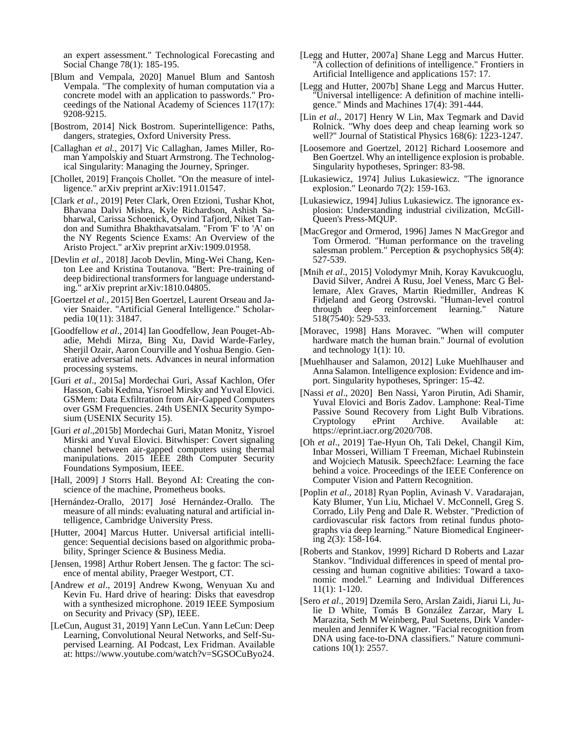an expert assessment." Technological Forecasting and Social Change 78(1): 185-195.

[Blum and Vempala, 2020] Manuel Blum and Santosh Vempala. "The complexity of human computation via a concrete model with an application to passwords." Proceedings of the National Academy of Sciences 117(17): 9208-9215.

[Bostrom, 2014] Nick Bostrom. Superintelligence: Paths, dangers, strategies, Oxford University Press.

[Callaghan *et al.*, 2017] Vic Callaghan, James Miller, Roman Yampolskiy and Stuart Armstrong. The Technological Singularity: Managing the Journey, Springer.

[Chollet, 2019] François Chollet. "On the measure of intelligence." arXiv preprint arXiv:1911.01547.

[Clark *et al*., 2019] Peter Clark, Oren Etzioni, Tushar Khot, Bhavana Dalvi Mishra, Kyle Richardson, Ashish Sabharwal, Carissa Schoenick, Oyvind Tafjord, Niket Tandon and Sumithra Bhakthavatsalam. "From 'F' to 'A' on the NY Regents Science Exams: An Overview of the Aristo Project." arXiv preprint arXiv:1909.01958.

[Devlin *et al*., 2018] Jacob Devlin, Ming-Wei Chang, Kenton Lee and Kristina Toutanova. "Bert: Pre-training of deep bidirectional transformers for language understanding." arXiv preprint arXiv:1810.04805.

[Goertzel *et al*., 2015] Ben Goertzel, Laurent Orseau and Javier Snaider. "Artificial General Intelligence." Scholarpedia 10(11): 31847.

[Goodfellow *et al*., 2014] Ian Goodfellow, Jean Pouget-Abadie, Mehdi Mirza, Bing Xu, David Warde-Farley, Sherjil Ozair, Aaron Courville and Yoshua Bengio. Generative adversarial nets. Advances in neural information processing systems.

[Guri *et al*., 2015a] Mordechai Guri, Assaf Kachlon, Ofer Hasson, Gabi Kedma, Yisroel Mirsky and Yuval Elovici. GSMem: Data Exfiltration from Air-Gapped Computers over GSM Frequencies. 24th USENIX Security Symposium (USENIX Security 15).

[Guri *et al*.,2015b] Mordechai Guri, Matan Monitz, Yisroel Mirski and Yuval Elovici. Bitwhisper: Covert signaling channel between air-gapped computers using thermal manipulations. 2015 IEEE 28th Computer Security Foundations Symposium, IEEE.

[Hall, 2009] J Storrs Hall. Beyond AI: Creating the conscience of the machine, Prometheus books.

[Hernández-Orallo, 2017] José Hernández-Orallo. The measure of all minds: evaluating natural and artificial intelligence, Cambridge University Press.

[Hutter, 2004] Marcus Hutter. Universal artificial intelligence: Sequential decisions based on algorithmic probability, Springer Science & Business Media.

[Jensen, 1998] Arthur Robert Jensen. The g factor: The science of mental ability, Praeger Westport, CT.

[Andrew *et al*., 2019] Andrew Kwong, Wenyuan Xu and Kevin Fu. Hard drive of hearing: Disks that eavesdrop with a synthesized microphone. 2019 IEEE Symposium on Security and Privacy (SP), IEEE.

[LeCun, August 31, 2019] Yann LeCun. Yann LeCun: Deep Learning, Convolutional Neural Networks, and Self-Supervised Learning. AI Podcast, Lex Fridman. Available at: https://www.youtube.com/watch?v=SGSOCuByo24.

[Legg and Hutter, 2007a] Shane Legg and Marcus Hutter. "A collection of definitions of intelligence." Frontiers in Artificial Intelligence and applications 157: 17.

[Legg and Hutter, 2007b] Shane Legg and Marcus Hutter. "Universal intelligence: A definition of machine intelligence." Minds and Machines 17(4): 391-444.

[Lin *et al*., 2017] Henry W Lin, Max Tegmark and David Rolnick. "Why does deep and cheap learning work so well?" Journal of Statistical Physics 168(6): 1223-1247.

[Loosemore and Goertzel, 2012] Richard Loosemore and Ben Goertzel. Why an intelligence explosion is probable. Singularity hypotheses, Springer: 83-98.

[Lukasiewicz, 1974] Julius Lukasiewicz. "The ignorance explosion." Leonardo 7(2): 159-163.

[Lukasiewicz, 1994] Julius Lukasiewicz. The ignorance explosion: Understanding industrial civilization, McGill-Queen's Press-MQUP.

[MacGregor and Ormerod, 1996] James N MacGregor and Tom Ormerod. "Human performance on the traveling salesman problem." Perception & psychophysics 58(4): 527-539.

[Mnih *et al*., 2015] Volodymyr Mnih, Koray Kavukcuoglu, David Silver, Andrei A Rusu, Joel Veness, Marc G Bellemare, Alex Graves, Martin Riedmiller, Andreas K Fidjeland and Georg Ostrovski. "Human-level control through deep reinforcement learning." Nature 518(7540): 529-533.

[Moravec, 1998] Hans Moravec. "When will computer hardware match the human brain." Journal of evolution and technology 1(1): 10.

[Muehlhauser and Salamon, 2012] Luke Muehlhauser and Anna Salamon. Intelligence explosion: Evidence and import. Singularity hypotheses, Springer: 15-42.

[Nassi *et al*., 2020] Ben Nassi, Yaron Pirutin, Adi Shamir, Yuval Elovici and Boris Zadov. Lamphone: Real-Time Passive Sound Recovery from Light Bulb Vibrations. Cryptology ePrint Archive. Available at: https://eprint.iacr.org/2020/708.

[Oh *et al*., 2019] Tae-Hyun Oh, Tali Dekel, Changil Kim, Inbar Mosseri, William T Freeman, Michael Rubinstein and Wojciech Matusik. Speech2face: Learning the face behind a voice. Proceedings of the IEEE Conference on Computer Vision and Pattern Recognition.

[Poplin *et al*., 2018] Ryan Poplin, Avinash V. Varadarajan, Katy Blumer, Yun Liu, Michael V. McConnell, Greg S. Corrado, Lily Peng and Dale R. Webster. "Prediction of cardiovascular risk factors from retinal fundus photographs via deep learning." Nature Biomedical Engineering 2(3): 158-164.

[Roberts and Stankov, 1999] Richard D Roberts and Lazar Stankov. "Individual differences in speed of mental processing and human cognitive abilities: Toward a taxonomic model." Learning and Individual Differences 11(1): 1-120.

[Sero *et al*., 2019] Dzemila Sero, Arslan Zaidi, Jiarui Li, Julie D White, Tomás B González Zarzar, Mary L Marazita, Seth M Weinberg, Paul Suetens, Dirk Vandermeulen and Jennifer K Wagner. "Facial recognition from DNA using face-to-DNA classifiers." Nature communications 10(1): 2557.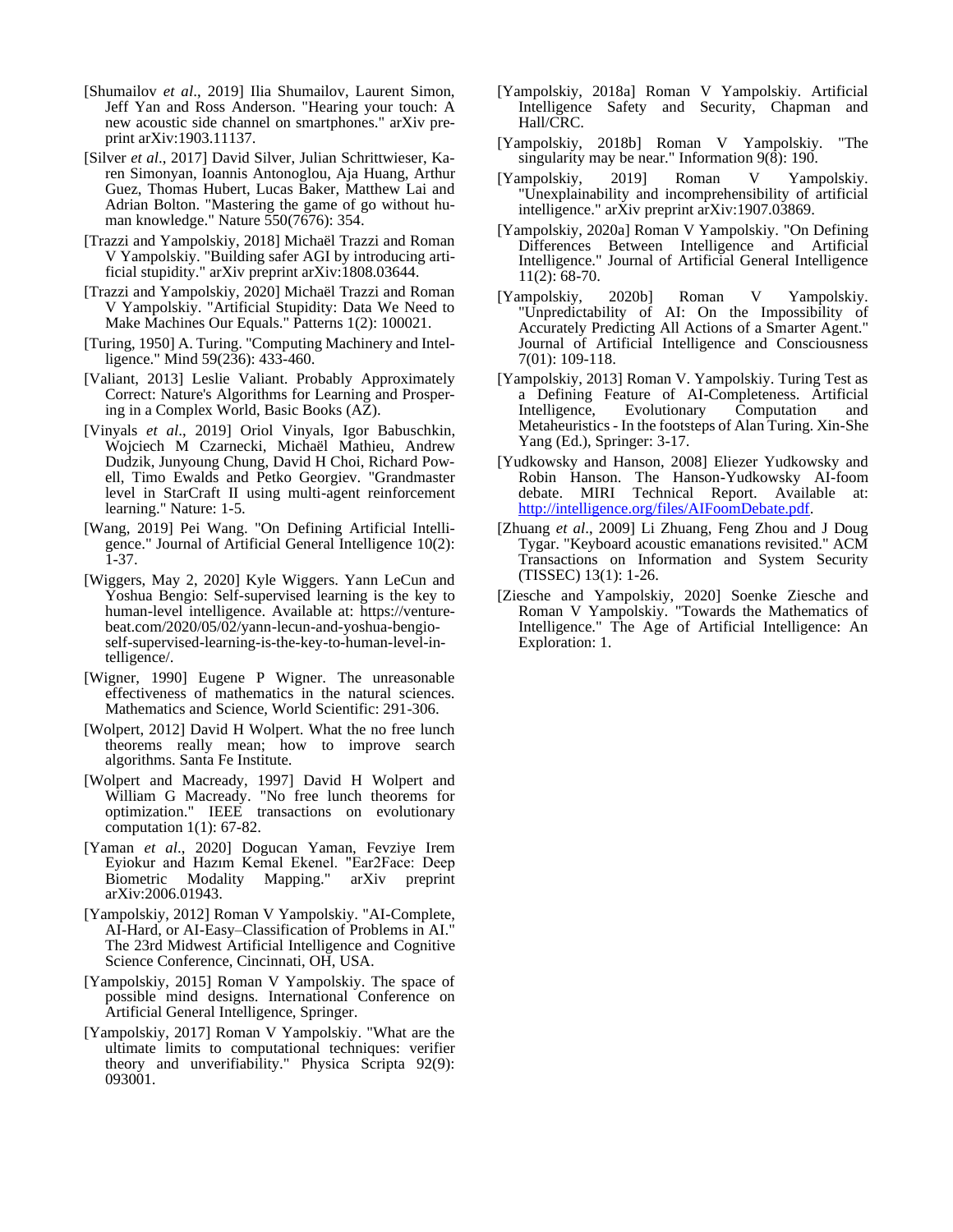[Shumailov *et al*., 2019] Ilia Shumailov, Laurent Simon, Jeff Yan and Ross Anderson. "Hearing your touch: A new acoustic side channel on smartphones." arXiv preprint arXiv:1903.11137.

[Silver *et al*., 2017] David Silver, Julian Schrittwieser, Karen Simonyan, Ioannis Antonoglou, Aja Huang, Arthur Guez, Thomas Hubert, Lucas Baker, Matthew Lai and Adrian Bolton. "Mastering the game of go without human knowledge." Nature 550(7676): 354.

[Trazzi and Yampolskiy, 2018] Michaël Trazzi and Roman V Yampolskiy. "Building safer AGI by introducing artificial stupidity." arXiv preprint arXiv:1808.03644.

[Trazzi and Yampolskiy, 2020] Michaël Trazzi and Roman V Yampolskiy. "Artificial Stupidity: Data We Need to Make Machines Our Equals." Patterns 1(2): 100021.

[Turing, 1950] A. Turing. "Computing Machinery and Intelligence." Mind 59(236): 433-460.

[Valiant, 2013] Leslie Valiant. Probably Approximately Correct: Nature's Algorithms for Learning and Prospering in a Complex World, Basic Books (AZ).

[Vinyals *et al*., 2019] Oriol Vinyals, Igor Babuschkin, Wojciech M Czarnecki, Michaël Mathieu, Andrew Dudzik, Junyoung Chung, David H Choi, Richard Powell, Timo Ewalds and Petko Georgiev. "Grandmaster level in StarCraft II using multi-agent reinforcement learning." Nature: 1-5.

[Wang, 2019] Pei Wang. "On Defining Artificial Intelligence." Journal of Artificial General Intelligence 10(2): 1-37.

[Wiggers, May 2, 2020] Kyle Wiggers. Yann LeCun and Yoshua Bengio: Self-supervised learning is the key to human-level intelligence. Available at: https://venturebeat.com/2020/05/02/yann-lecun-and-yoshua-bengio-self-supervised-learning-is-the-key-to-human-level-intelligence/.

[Wigner, 1990] Eugene P Wigner. The unreasonable effectiveness of mathematics in the natural sciences. Mathematics and Science, World Scientific: 291-306.

[Wolpert, 2012] David H Wolpert. What the no free lunch theorems really mean; how to improve search algorithms. Santa Fe Institute.

[Wolpert and Macready, 1997] David H Wolpert and William G Macready. "No free lunch theorems for optimization." IEEE transactions on evolutionary computation 1(1): 67-82.

[Yaman *et al*., 2020] Dogucan Yaman, Fevziye Irem Eyiokur and Hazım Kemal Ekenel. "Ear2Face: Deep Biometric Modality Mapping." arXiv preprint arXiv:2006.01943.

[Yampolskiy, 2012] Roman V Yampolskiy. "AI-Complete, AI-Hard, or AI-Easy–Classification of Problems in AI." The 23rd Midwest Artificial Intelligence and Cognitive Science Conference, Cincinnati, OH, USA.

[Yampolskiy, 2015] Roman V Yampolskiy. The space of possible mind designs. International Conference on Artificial General Intelligence, Springer.

[Yampolskiy, 2017] Roman V Yampolskiy. "What are the ultimate limits to computational techniques: verifier theory and unverifiability." Physica Scripta 92(9): 093001.

[Yampolskiy, 2018a] Roman V Yampolskiy. Artificial Intelligence Safety and Security, Chapman and Hall/CRC.

[Yampolskiy, 2018b] Roman V Yampolskiy. "The singularity may be near." Information 9(8): 190.

[Yampolskiy, 2019] Roman V Yampolskiy. "Unexplainability and incomprehensibility of artificial intelligence." arXiv preprint arXiv:1907.03869.

[Yampolskiy, 2020a] Roman V Yampolskiy. "On Defining Differences Between Intelligence and Artificial Intelligence." Journal of Artificial General Intelligence 11(2): 68-70.

[Yampolskiy, 2020b] Roman V Yampolskiy. "Unpredictability of AI: On the Impossibility of Accurately Predicting All Actions of a Smarter Agent." Journal of Artificial Intelligence and Consciousness 7(01): 109-118.

[Yampolskiy, 2013] Roman V. Yampolskiy. Turing Test as a Defining Feature of AI-Completeness. Artificial Intelligence, Evolutionary Computation and Metaheuristics - In the footsteps of Alan Turing. Xin-She Yang (Ed.), Springer: 3-17.

[Yudkowsky and Hanson, 2008] Eliezer Yudkowsky and Robin Hanson. The Hanson-Yudkowsky AI-foom debate. MIRI Technical Report. Available at: http://intelligence.org/files/AIFoomDebate.pdf.

[Zhuang *et al*., 2009] Li Zhuang, Feng Zhou and J Doug Tygar. "Keyboard acoustic emanations revisited." ACM Transactions on Information and System Security (TISSEC) 13(1): 1-26.

[Ziesche and Yampolskiy, 2020] Soenke Ziesche and Roman V Yampolskiy. "Towards the Mathematics of Intelligence." The Age of Artificial Intelligence: An Exploration: 1.